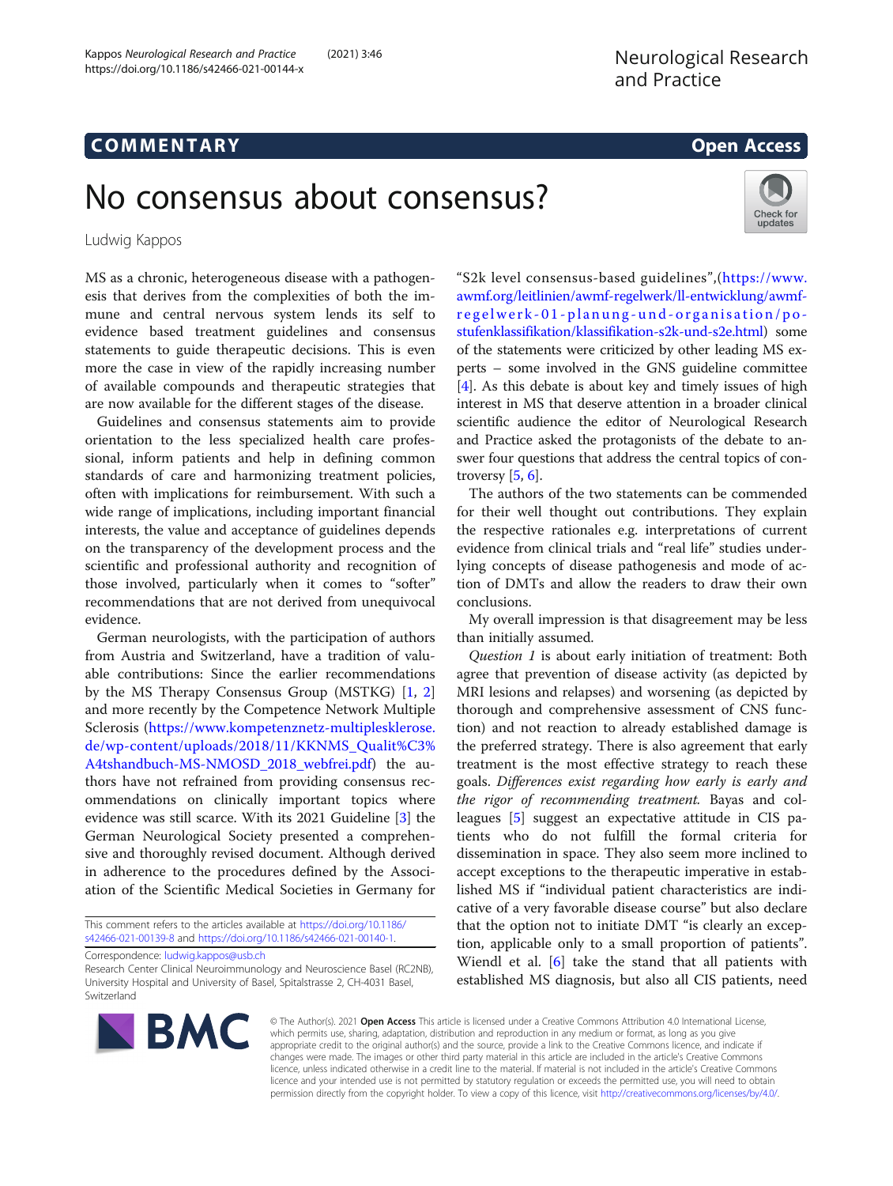COMMENTARY

# No consensus about consensus?

Ludwig Kappos

MS as a chronic, heterogeneous disease with a pathogenesis that derives from the complexities of both the immune and central nervous system lends its self to evidence based treatment guidelines and consensus statements to guide therapeutic decisions. This is even more the case in view of the rapidly increasing number of available compounds and therapeutic strategies that are now available for the different stages of the disease.

Guidelines and consensus statements aim to provide orientation to the less specialized health care professional, inform patients and help in defining common standards of care and harmonizing treatment policies, often with implications for reimbursement. With such a wide range of implications, including important financial interests, the value and acceptance of guidelines depends on the transparency of the development process and the scientific and professional authority and recognition of those involved, particularly when it comes to "softer" recommendations that are not derived from unequivocal evidence.

German neurologists, with the participation of authors from Austria and Switzerland, have a tradition of valuable contributions: Since the earlier recommendations by the MS Therapy Consensus Group (MSTKG) [1, 2] and more recently by the Competence Network Multiple Sclerosis (https://www.kompetenznetz-multiplesklerose.de/wp-content/uploads/2018/11/KKNMS_Qualit%C3%A4tshandbuch-MS-NMOSD_2018_webfrei.pdf) the authors have not refrained from providing consensus recommendations on clinically important topics where evidence was still scarce. With its 2021 Guideline [3] the German Neurological Society presented a comprehensive and thoroughly revised document. Although derived in adherence to the procedures defined by the Association of the Scientific Medical Societies in Germany for "S2k level consensus-based guidelines",(https://www.awmf.org/leitlinien/awmf-regelwerk/ll-entwicklung/awmf-regelwerk-01-planung-und-organisation/po-stufenklassifikation/klassifikation-s2k-und-s2e.html) some of the statements were criticized by other leading MS experts – some involved in the GNS guideline committee [4]. As this debate is about key and timely issues of high interest in MS that deserve attention in a broader clinical scientific audience the editor of Neurological Research and Practice asked the protagonists of the debate to answer four questions that address the central topics of controversy [5, 6].

The authors of the two statements can be commended for their well thought out contributions. They explain the respective rationales e.g. interpretations of current evidence from clinical trials and "real life" studies underlying concepts of disease pathogenesis and mode of action of DMTs and allow the readers to draw their own conclusions.

My overall impression is that disagreement may be less than initially assumed.

*Question 1* is about early initiation of treatment: Both agree that prevention of disease activity (as depicted by MRI lesions and relapses) and worsening (as depicted by thorough and comprehensive assessment of CNS function) and not reaction to already established damage is the preferred strategy. There is also agreement that early treatment is the most effective strategy to reach these goals. *Differences exist regarding how early is early and the rigor of recommending treatment.* Bayas and colleagues [5] suggest an expectative attitude in CIS patients who do not fulfill the formal criteria for dissemination in space. They also seem more inclined to accept exceptions to the therapeutic imperative in established MS if "individual patient characteristics are indicative of a very favorable disease course" but also declare that the option not to initiate DMT "is clearly an exception, applicable only to a small proportion of patients". Wiendl et al. [6] take the stand that all patients with established MS diagnosis, but also all CIS patients, need

This comment refers to the articles available at https://doi.org/10.1186/s42466-021-00139-8 and https://doi.org/10.1186/s42466-021-00140-1.

Correspondence: ludwig.kappos@usb.ch
Research Center Clinical Neuroimmunology and Neuroscience Basel (RC2NB), University Hospital and University of Basel, Spitalstrasse 2, CH-4031 Basel, Switzerland

© The Author(s). 2021 **Open Access** This article is licensed under a Creative Commons Attribution 4.0 International License, which permits use, sharing, adaptation, distribution and reproduction in any medium or format, as long as you give appropriate credit to the original author(s) and the source, provide a link to the Creative Commons licence, and indicate if changes were made. The images or other third party material in this article are included in the article's Creative Commons licence, unless indicated otherwise in a credit line to the material. If material is not included in the article's Creative Commons licence and your intended use is not permitted by statutory regulation or exceeds the permitted use, you will need to obtain permission directly from the copyright holder. To view a copy of this licence, visit http://creativecommons.org/licenses/by/4.0/.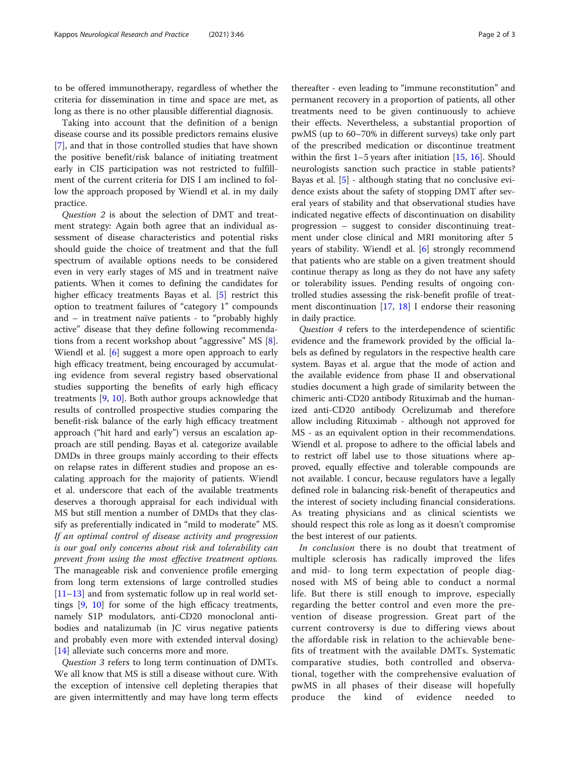to be offered immunotherapy, regardless of whether the criteria for dissemination in time and space are met, as long as there is no other plausible differential diagnosis.

Taking into account that the definition of a benign disease course and its possible predictors remains elusive [7], and that in those controlled studies that have shown the positive benefit/risk balance of initiating treatment early in CIS participation was not restricted to fulfillment of the current criteria for DIS I am inclined to follow the approach proposed by Wiendl et al. in my daily practice.

*Question 2* is about the selection of DMT and treatment strategy: Again both agree that an individual assessment of disease characteristics and potential risks should guide the choice of treatment and that the full spectrum of available options needs to be considered even in very early stages of MS and in treatment naïve patients. When it comes to defining the candidates for higher efficacy treatments Bayas et al. [5] restrict this option to treatment failures of "category 1" compounds and – in treatment naïve patients - to "probably highly active" disease that they define following recommendations from a recent workshop about "aggressive" MS [8]. Wiendl et al. [6] suggest a more open approach to early high efficacy treatment, being encouraged by accumulating evidence from several registry based observational studies supporting the benefits of early high efficacy treatments [9, 10]. Both author groups acknowledge that results of controlled prospective studies comparing the benefit-risk balance of the early high efficacy treatment approach ("hit hard and early") versus an escalation approach are still pending. Bayas et al. categorize available DMDs in three groups mainly according to their effects on relapse rates in different studies and propose an escalating approach for the majority of patients. Wiendl et al. underscore that each of the available treatments deserves a thorough appraisal for each individual with MS but still mention a number of DMDs that they classify as preferentially indicated in "mild to moderate" MS. *If an optimal control of disease activity and progression is our goal only concerns about risk and tolerability can prevent from using the most effective treatment options.* The manageable risk and convenience profile emerging from long term extensions of large controlled studies [11–13] and from systematic follow up in real world settings [9, 10] for some of the high efficacy treatments, namely S1P modulators, anti-CD20 monoclonal antibodies and natalizumab (in JC virus negative patients and probably even more with extended interval dosing) [14] alleviate such concerns more and more.

*Question 3* refers to long term continuation of DMTs. We all know that MS is still a disease without cure. With the exception of intensive cell depleting therapies that are given intermittently and may have long term effects thereafter - even leading to "immune reconstitution" and permanent recovery in a proportion of patients, all other treatments need to be given continuously to achieve their effects. Nevertheless, a substantial proportion of pwMS (up to 60–70% in different surveys) take only part of the prescribed medication or discontinue treatment within the first 1–5 years after initiation [15, 16]. Should neurologists sanction such practice in stable patients? Bayas et al. [5] - although stating that no conclusive evidence exists about the safety of stopping DMT after several years of stability and that observational studies have indicated negative effects of discontinuation on disability progression – suggest to consider discontinuing treatment under close clinical and MRI monitoring after 5 years of stability. Wiendl et al. [6] strongly recommend that patients who are stable on a given treatment should continue therapy as long as they do not have any safety or tolerability issues. Pending results of ongoing controlled studies assessing the risk-benefit profile of treatment discontinuation [17, 18] I endorse their reasoning in daily practice.

*Question 4* refers to the interdependence of scientific evidence and the framework provided by the official labels as defined by regulators in the respective health care system. Bayas et al. argue that the mode of action and the available evidence from phase II and observational studies document a high grade of similarity between the chimeric anti-CD20 antibody Rituximab and the humanized anti-CD20 antibody Ocrelizumab and therefore allow including Rituximab - although not approved for MS - as an equivalent option in their recommendations. Wiendl et al. propose to adhere to the official labels and to restrict off label use to those situations where approved, equally effective and tolerable compounds are not available. I concur, because regulators have a legally defined role in balancing risk-benefit of therapeutics and the interest of society including financial considerations. As treating physicians and as clinical scientists we should respect this role as long as it doesn't compromise the best interest of our patients.

*In conclusion* there is no doubt that treatment of multiple sclerosis has radically improved the lifes and mid- to long term expectation of people diagnosed with MS of being able to conduct a normal life. But there is still enough to improve, especially regarding the better control and even more the prevention of disease progression. Great part of the current controversy is due to differing views about the affordable risk in relation to the achievable benefits of treatment with the available DMTs. Systematic comparative studies, both controlled and observational, together with the comprehensive evaluation of pwMS in all phases of their disease will hopefully produce the kind of evidence needed to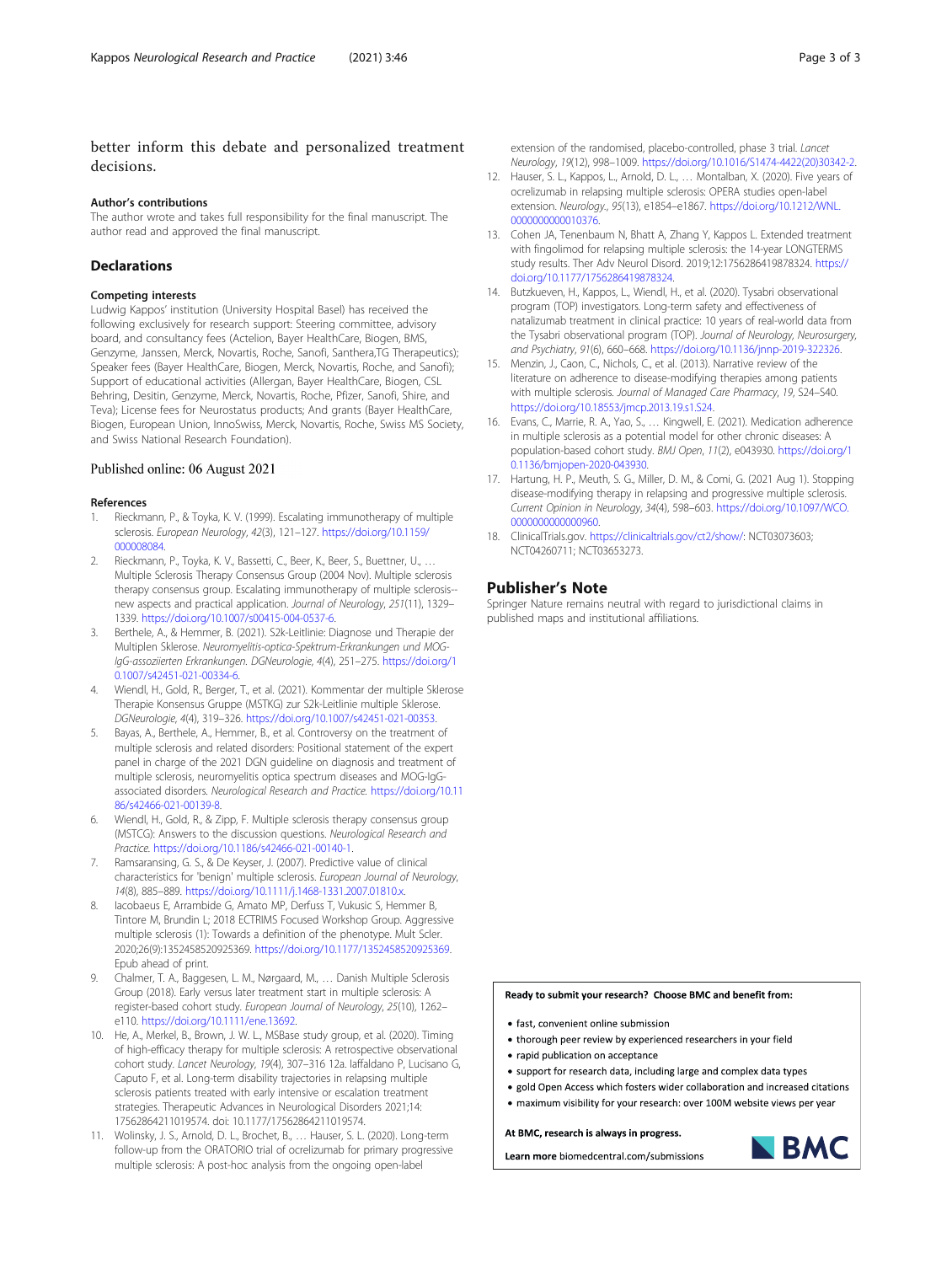better inform this debate and personalized treatment decisions.

### Author's contributions

The author wrote and takes full responsibility for the final manuscript. The author read and approved the final manuscript.

## Declarations

### Competing interests

Ludwig Kappos' institution (University Hospital Basel) has received the following exclusively for research support: Steering committee, advisory board, and consultancy fees (Actelion, Bayer HealthCare, Biogen, BMS, Genzyme, Janssen, Merck, Novartis, Roche, Sanofi, Santhera,TG Therapeutics); Speaker fees (Bayer HealthCare, Biogen, Merck, Novartis, Roche, and Sanofi); Support of educational activities (Allergan, Bayer HealthCare, Biogen, CSL Behring, Desitin, Genzyme, Merck, Novartis, Roche, Pfizer, Sanofi, Shire, and Teva); License fees for Neurostatus products; And grants (Bayer HealthCare, Biogen, European Union, InnoSwiss, Merck, Novartis, Roche, Swiss MS Society, and Swiss National Research Foundation).

Published online: 06 August 2021

### References

1. Rieckmann, P., & Toyka, K. V. (1999). Escalating immunotherapy of multiple sclerosis. *European Neurology*, *42*(3), 121–127. https://doi.org/10.1159/000008084.
2. Rieckmann, P., Toyka, K. V., Bassetti, C., Beer, K., Beer, S., Buettner, U., … Multiple Sclerosis Therapy Consensus Group (2004 Nov). Multiple sclerosis therapy consensus group. Escalating immunotherapy of multiple sclerosis--new aspects and practical application. *Journal of Neurology*, *251*(11), 1329–1339. https://doi.org/10.1007/s00415-004-0537-6.
3. Berthele, A., & Hemmer, B. (2021). S2k-Leitlinie: Diagnose und Therapie der Multiplen Sklerose. *Neuromyelitis-optica-Spektrum-Erkrankungen und MOG-IgG-assoziierten Erkrankungen. DGNeurologie*, *4*(4), 251–275. https://doi.org/10.1007/s42451-021-00334-6.
4. Wiendl, H., Gold, R., Berger, T., et al. (2021). Kommentar der multiple Sklerose Therapie Konsensus Gruppe (MSTKG) zur S2k-Leitlinie multiple Sklerose. *DGNeurologie*, *4*(4), 319–326. https://doi.org/10.1007/s42451-021-00353.
5. Bayas, A., Berthele, A., Hemmer, B., et al. Controversy on the treatment of multiple sclerosis and related disorders: Positional statement of the expert panel in charge of the 2021 DGN guideline on diagnosis and treatment of multiple sclerosis, neuromyelitis optica spectrum diseases and MOG-IgG-associated disorders. *Neurological Research and Practice*. https://doi.org/10.1186/s42466-021-00139-8.
6. Wiendl, H., Gold, R., & Zipp, F. Multiple sclerosis therapy consensus group (MSTCG): Answers to the discussion questions. *Neurological Research and Practice*. https://doi.org/10.1186/s42466-021-00140-1.
7. Ramsaransing, G. S., & De Keyser, J. (2007). Predictive value of clinical characteristics for 'benign' multiple sclerosis. *European Journal of Neurology*, *14*(8), 885–889. https://doi.org/10.1111/j.1468-1331.2007.01810.x.
8. Iacobaeus E, Arrambide G, Amato MP, Derfuss T, Vukusic S, Hemmer B, Tintore M, Brundin L; 2018 ECTRIMS Focused Workshop Group. Aggressive multiple sclerosis (1): Towards a definition of the phenotype. Mult Scler. 2020;26(9):1352458520925369. https://doi.org/10.1177/1352458520925369. Epub ahead of print.
9. Chalmer, T. A., Baggesen, L. M., Nørgaard, M., … Danish Multiple Sclerosis Group (2018). Early versus later treatment start in multiple sclerosis: A register-based cohort study. *European Journal of Neurology*, *25*(10), 1262–e110. https://doi.org/10.1111/ene.13692.
10. He, A., Merkel, B., Brown, J. W. L., MSBase study group, et al. (2020). Timing of high-efficacy therapy for multiple sclerosis: A retrospective observational cohort study. *Lancet Neurology*, *19*(4), 307–316 12a. Iaffaldano P, Lucisano G, Caputo F, et al. Long-term disability trajectories in relapsing multiple sclerosis patients treated with early intensive or escalation treatment strategies. Therapeutic Advances in Neurological Disorders 2021;14: 17562864211019574. doi: 10.1177/17562864211019574.
11. Wolinsky, J. S., Arnold, D. L., Brochet, B., … Hauser, S. L. (2020). Long-term follow-up from the ORATORIO trial of ocrelizumab for primary progressive multiple sclerosis: A post-hoc analysis from the ongoing open-label extension of the randomised, placebo-controlled, phase 3 trial. *Lancet Neurology*, *19*(12), 998–1009. https://doi.org/10.1016/S1474-4422(20)30342-2.
12. Hauser, S. L., Kappos, L., Arnold, D. L., … Montalban, X. (2020). Five years of ocrelizumab in relapsing multiple sclerosis: OPERA studies open-label extension. *Neurology.*, *95*(13), e1854–e1867. https://doi.org/10.1212/WNL.0000000000010376.
13. Cohen JA, Tenenbaum N, Bhatt A, Zhang Y, Kappos L. Extended treatment with fingolimod for relapsing multiple sclerosis: the 14-year LONGTERMS study results. Ther Adv Neurol Disord. 2019;12:1756286419878324. https://doi.org/10.1177/1756286419878324.
14. Butzkueven, H., Kappos, L., Wiendl, H., et al. (2020). Tysabri observational program (TOP) investigators. Long-term safety and effectiveness of natalizumab treatment in clinical practice: 10 years of real-world data from the Tysabri observational program (TOP). *Journal of Neurology, Neurosurgery, and Psychiatry*, *91*(6), 660–668. https://doi.org/10.1136/jnnp-2019-322326.
15. Menzin, J., Caon, C., Nichols, C., et al. (2013). Narrative review of the literature on adherence to disease-modifying therapies among patients with multiple sclerosis. *Journal of Managed Care Pharmacy*, *19*, S24–S40. https://doi.org/10.18553/jmcp.2013.19.s1.S24.
16. Evans, C., Marrie, R. A., Yao, S., … Kingwell, E. (2021). Medication adherence in multiple sclerosis as a potential model for other chronic diseases: A population-based cohort study. *BMJ Open*, *11*(2), e043930. https://doi.org/10.1136/bmjopen-2020-043930.
17. Hartung, H. P., Meuth, S. G., Miller, D. M., & Comi, G. (2021 Aug 1). Stopping disease-modifying therapy in relapsing and progressive multiple sclerosis. *Current Opinion in Neurology*, *34*(4), 598–603. https://doi.org/10.1097/WCO.0000000000000960.
18. ClinicalTrials.gov. https://clinicaltrials.gov/ct2/show/: NCT03073603; NCT04260711; NCT03653273.

## Publisher's Note

Springer Nature remains neutral with regard to jurisdictional claims in published maps and institutional affiliations.

**Ready to submit your research? Choose BMC and benefit from:**

- fast, convenient online submission
- thorough peer review by experienced researchers in your field
- rapid publication on acceptance
- support for research data, including large and complex data types
- gold Open Access which fosters wider collaboration and increased citations
- maximum visibility for your research: over 100M website views per year

**At BMC, research is always in progress.**

**Learn more** biomedcentral.com/submissions

BMC